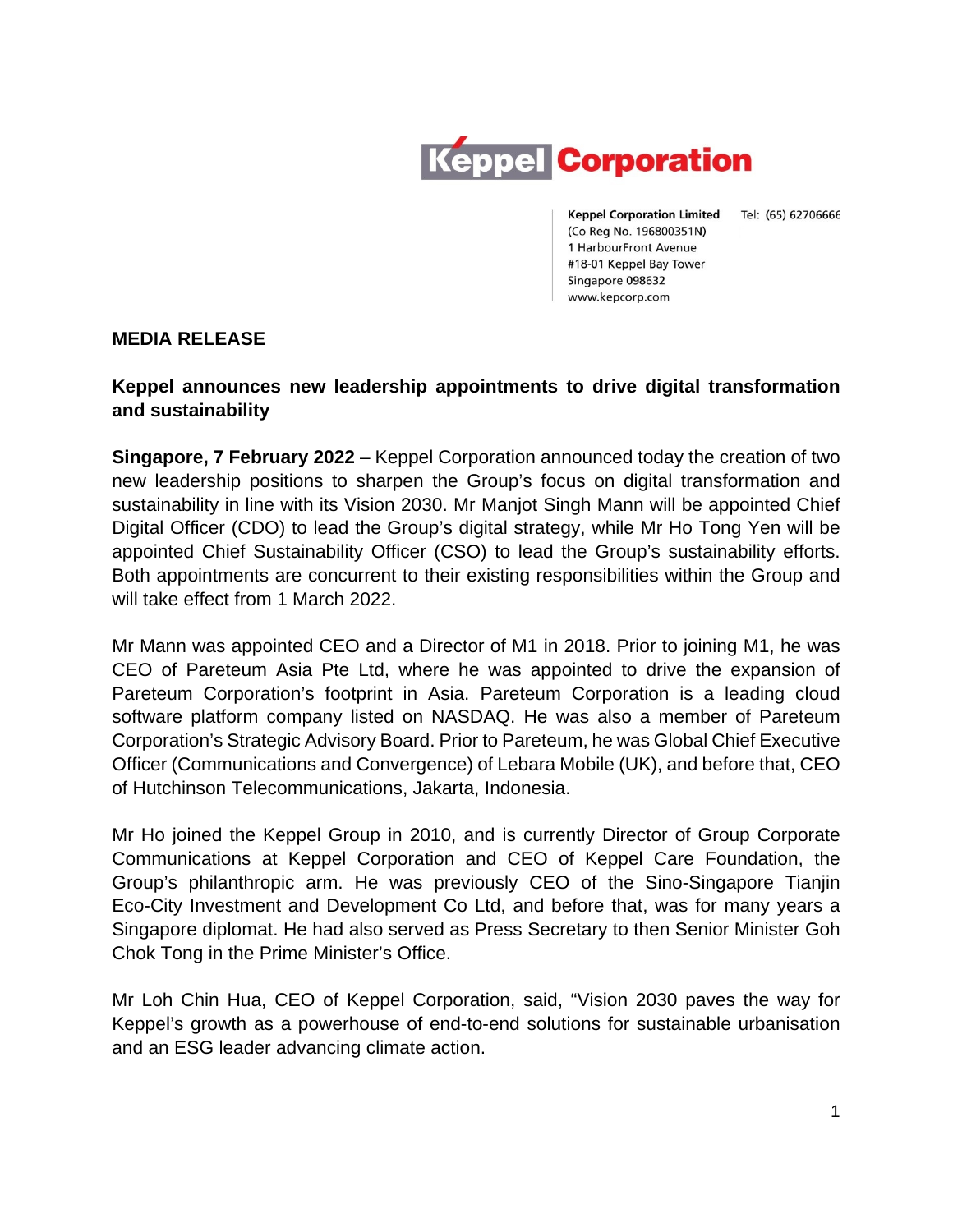Keppel Corporation

**Keppel Corporation Limited**
(Co Reg No. 196800351N)
1 HarbourFront Avenue
#18-01 Keppel Bay Tower
Singapore 098632
www.kepcorp.com

Tel: (65) 62706666

**MEDIA RELEASE**

**Keppel announces new leadership appointments to drive digital transformation and sustainability**

**Singapore, 7 February 2022** – Keppel Corporation announced today the creation of two new leadership positions to sharpen the Group's focus on digital transformation and sustainability in line with its Vision 2030. Mr Manjot Singh Mann will be appointed Chief Digital Officer (CDO) to lead the Group's digital strategy, while Mr Ho Tong Yen will be appointed Chief Sustainability Officer (CSO) to lead the Group's sustainability efforts. Both appointments are concurrent to their existing responsibilities within the Group and will take effect from 1 March 2022.

Mr Mann was appointed CEO and a Director of M1 in 2018. Prior to joining M1, he was CEO of Pareteum Asia Pte Ltd, where he was appointed to drive the expansion of Pareteum Corporation's footprint in Asia. Pareteum Corporation is a leading cloud software platform company listed on NASDAQ. He was also a member of Pareteum Corporation's Strategic Advisory Board. Prior to Pareteum, he was Global Chief Executive Officer (Communications and Convergence) of Lebara Mobile (UK), and before that, CEO of Hutchinson Telecommunications, Jakarta, Indonesia.

Mr Ho joined the Keppel Group in 2010, and is currently Director of Group Corporate Communications at Keppel Corporation and CEO of Keppel Care Foundation, the Group's philanthropic arm. He was previously CEO of the Sino-Singapore Tianjin Eco-City Investment and Development Co Ltd, and before that, was for many years a Singapore diplomat. He had also served as Press Secretary to then Senior Minister Goh Chok Tong in the Prime Minister's Office.

Mr Loh Chin Hua, CEO of Keppel Corporation, said, "Vision 2030 paves the way for Keppel's growth as a powerhouse of end-to-end solutions for sustainable urbanisation and an ESG leader advancing climate action.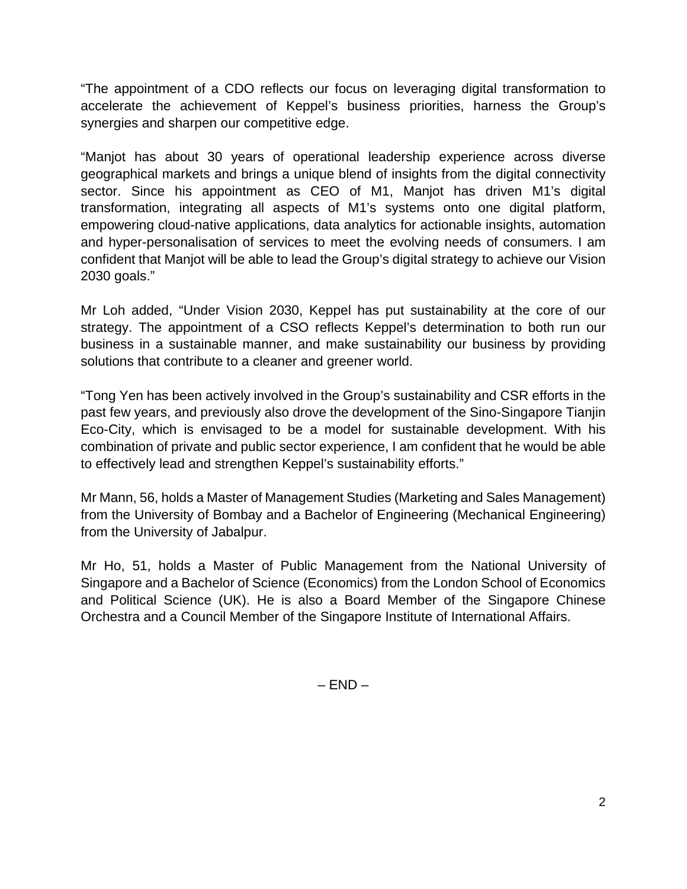"The appointment of a CDO reflects our focus on leveraging digital transformation to accelerate the achievement of Keppel's business priorities, harness the Group's synergies and sharpen our competitive edge.

"Manjot has about 30 years of operational leadership experience across diverse geographical markets and brings a unique blend of insights from the digital connectivity sector. Since his appointment as CEO of M1, Manjot has driven M1's digital transformation, integrating all aspects of M1's systems onto one digital platform, empowering cloud-native applications, data analytics for actionable insights, automation and hyper-personalisation of services to meet the evolving needs of consumers. I am confident that Manjot will be able to lead the Group's digital strategy to achieve our Vision 2030 goals."

Mr Loh added, "Under Vision 2030, Keppel has put sustainability at the core of our strategy. The appointment of a CSO reflects Keppel's determination to both run our business in a sustainable manner, and make sustainability our business by providing solutions that contribute to a cleaner and greener world.

"Tong Yen has been actively involved in the Group's sustainability and CSR efforts in the past few years, and previously also drove the development of the Sino-Singapore Tianjin Eco-City, which is envisaged to be a model for sustainable development. With his combination of private and public sector experience, I am confident that he would be able to effectively lead and strengthen Keppel's sustainability efforts."

Mr Mann, 56, holds a Master of Management Studies (Marketing and Sales Management) from the University of Bombay and a Bachelor of Engineering (Mechanical Engineering) from the University of Jabalpur.

Mr Ho, 51, holds a Master of Public Management from the National University of Singapore and a Bachelor of Science (Economics) from the London School of Economics and Political Science (UK). He is also a Board Member of the Singapore Chinese Orchestra and a Council Member of the Singapore Institute of International Affairs.

– END –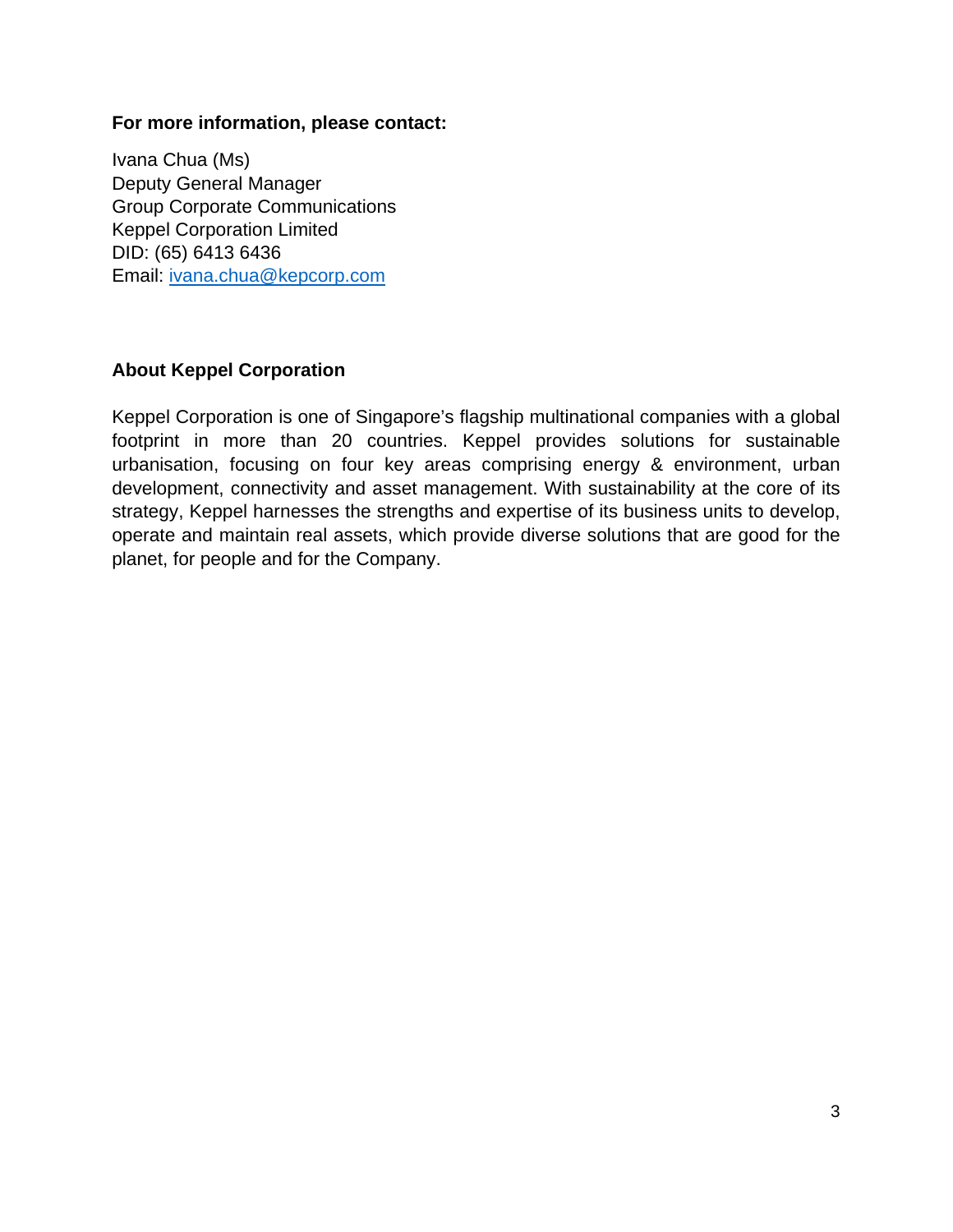**For more information, please contact:**

Ivana Chua (Ms)
Deputy General Manager
Group Corporate Communications
Keppel Corporation Limited
DID: (65) 6413 6436
Email: ivana.chua@kepcorp.com

**About Keppel Corporation**

Keppel Corporation is one of Singapore's flagship multinational companies with a global footprint in more than 20 countries. Keppel provides solutions for sustainable urbanisation, focusing on four key areas comprising energy & environment, urban development, connectivity and asset management. With sustainability at the core of its strategy, Keppel harnesses the strengths and expertise of its business units to develop, operate and maintain real assets, which provide diverse solutions that are good for the planet, for people and for the Company.